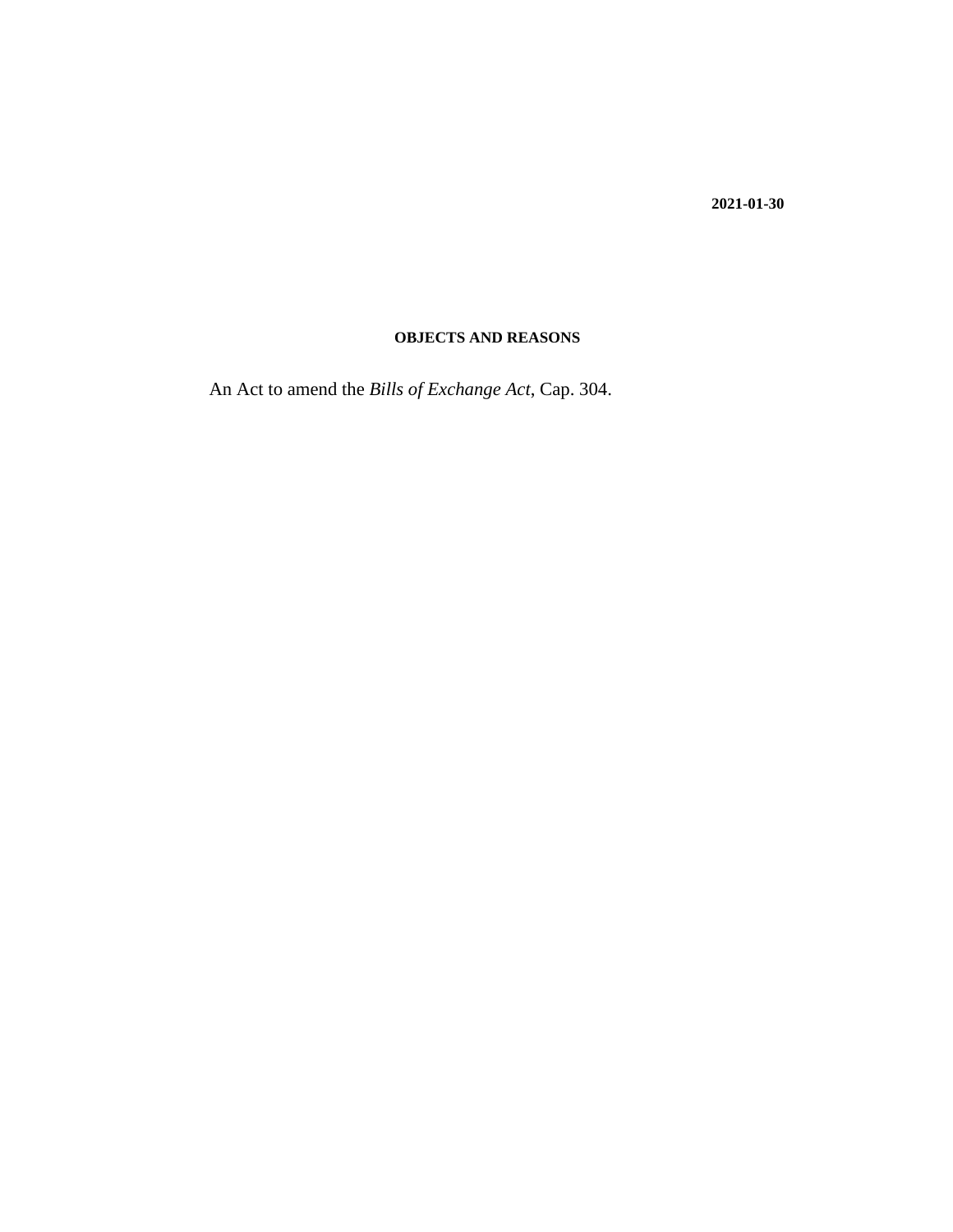**2021-01-30**

**OBJECTS AND REASONS**

An Act to amend the *Bills of Exchange Act*, Cap. 304.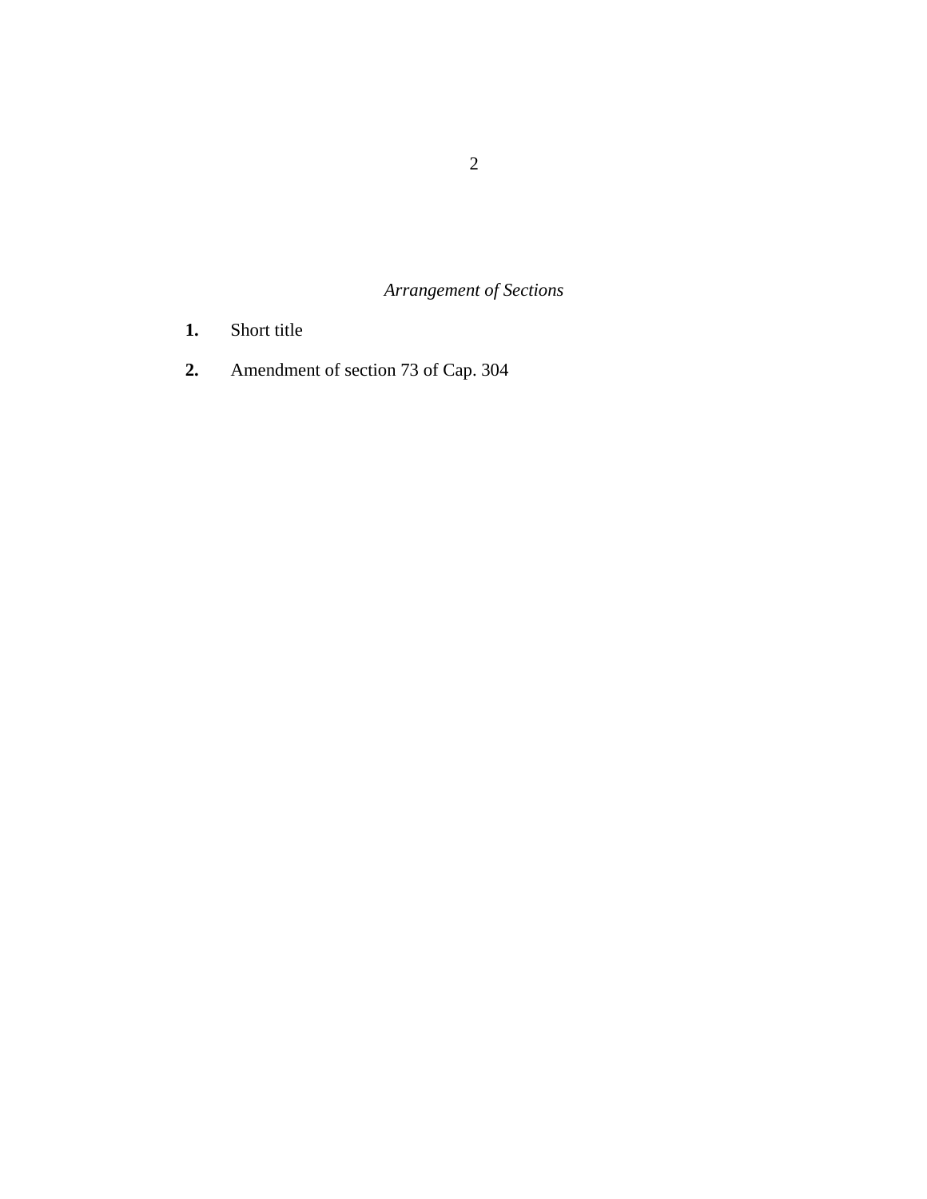*Arrangement of Sections*

**1.** Short title

**2.** Amendment of section 73 of Cap. 304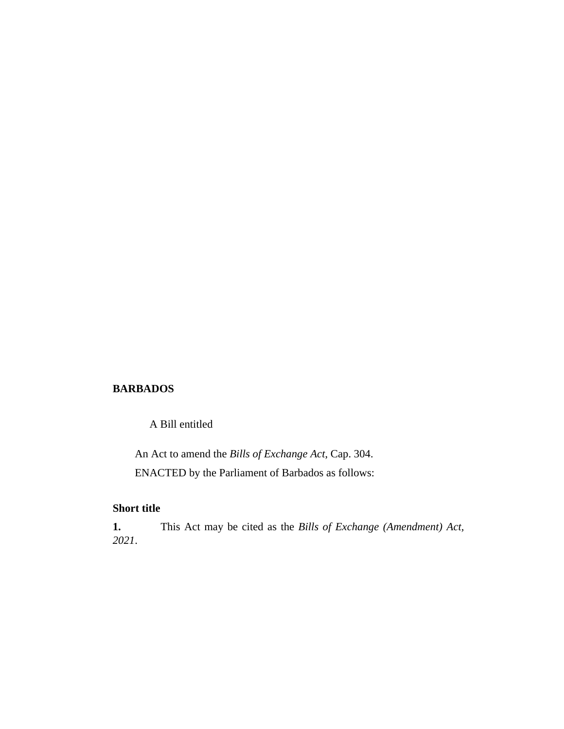**BARBADOS**

A Bill entitled

An Act to amend the *Bills of Exchange Act*, Cap. 304.

ENACTED by the Parliament of Barbados as follows:

**Short title**

**1.** This Act may be cited as the *Bills of Exchange (Amendment) Act, 2021*.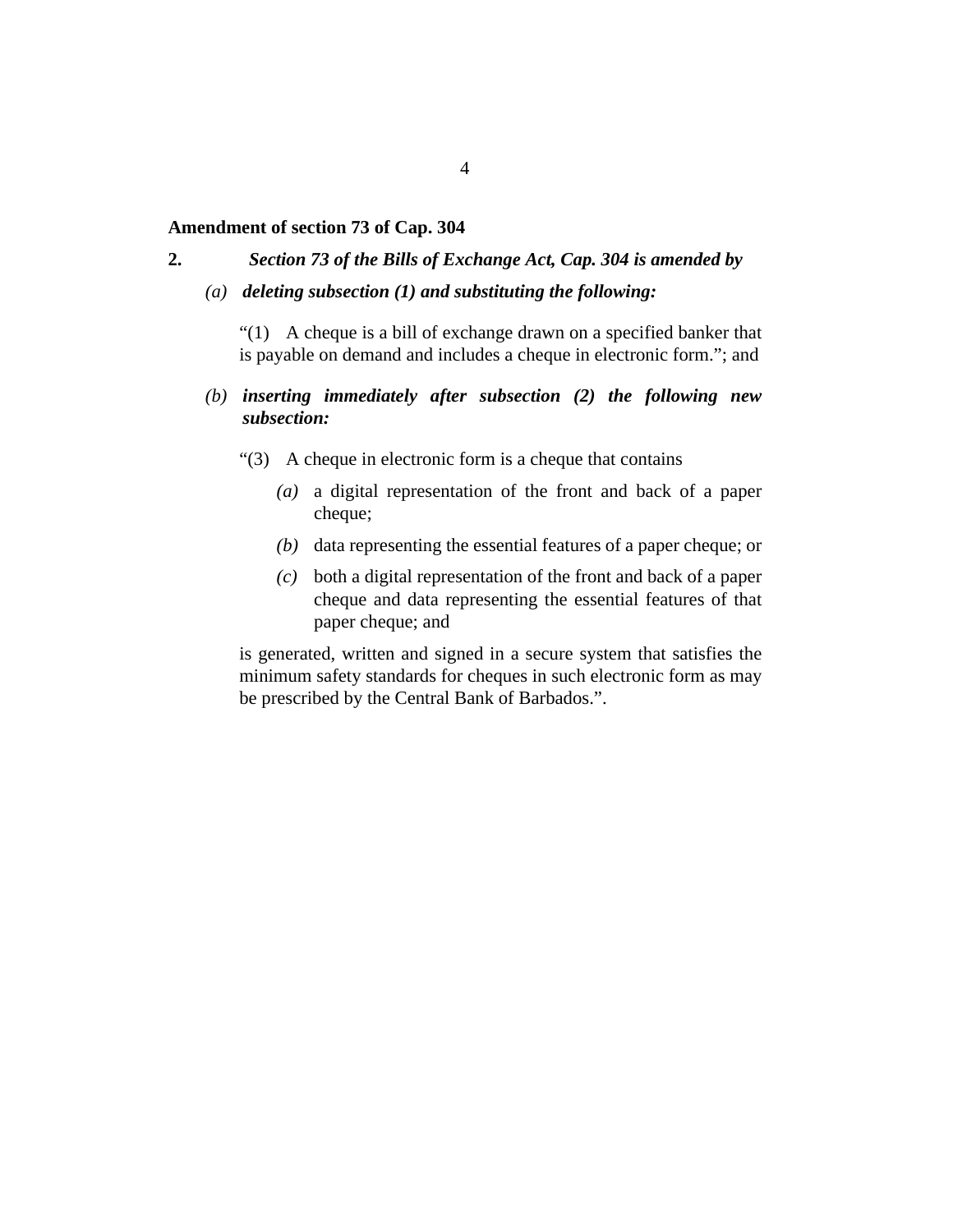**Amendment of section 73 of Cap. 304**

**2.** ***Section 73 of the Bills of Exchange Act, Cap. 304 is amended by***

*(a)* ***deleting subsection (1) and substituting the following:***

"(1) A cheque is a bill of exchange drawn on a specified banker that is payable on demand and includes a cheque in electronic form."; and

*(b)* ***inserting immediately after subsection (2) the following new subsection:***

"(3) A cheque in electronic form is a cheque that contains

*(a)* a digital representation of the front and back of a paper cheque;

*(b)* data representing the essential features of a paper cheque; or

*(c)* both a digital representation of the front and back of a paper cheque and data representing the essential features of that paper cheque; and

is generated, written and signed in a secure system that satisfies the minimum safety standards for cheques in such electronic form as may be prescribed by the Central Bank of Barbados.".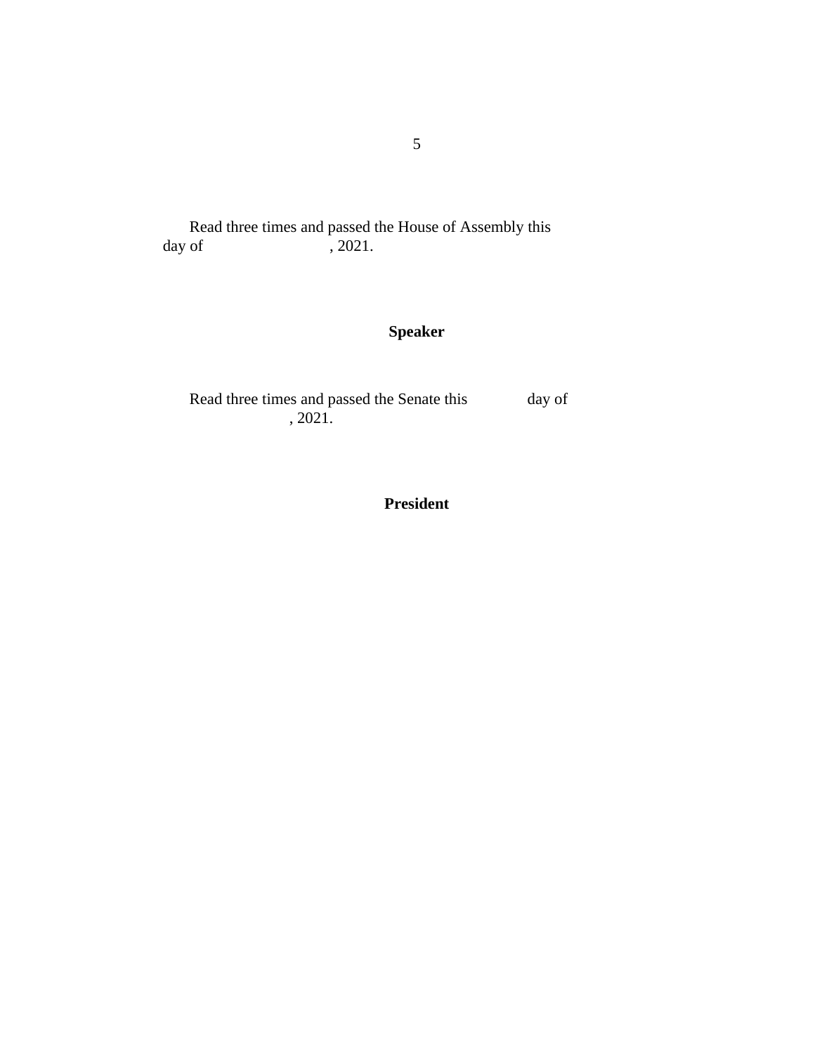Read three times and passed the House of Assembly this day of , 2021.

**Speaker**

Read three times and passed the Senate this day of , 2021.

**President**